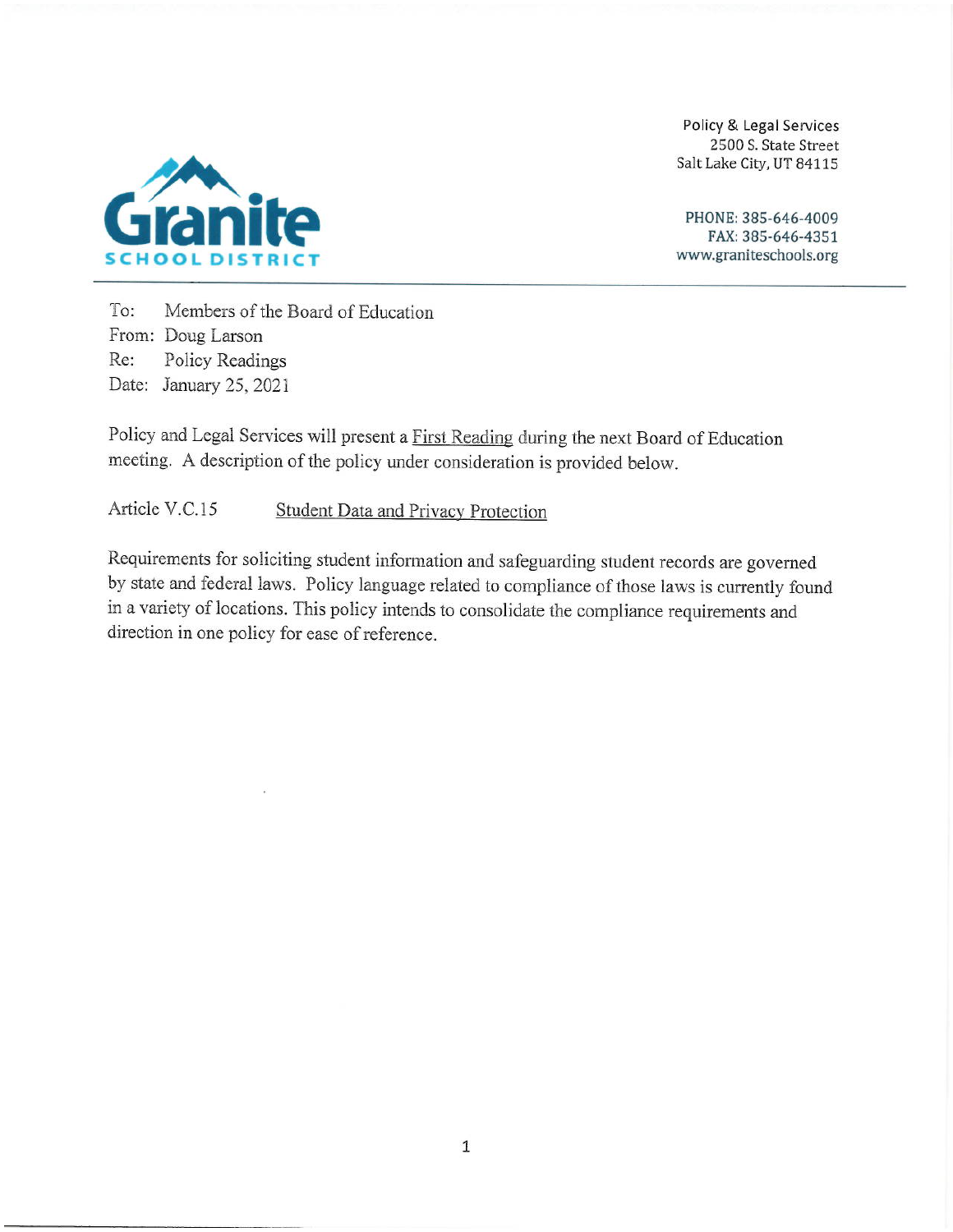**Granite**
**SCHOOL DISTRICT**

Policy & Legal Services
2500 S. State Street
Salt Lake City, UT 84115

PHONE: 385-646-4009
FAX: 385-646-4351
www.graniteschools.org

---

To: Members of the Board of Education
From: Doug Larson
Re: Policy Readings
Date: January 25, 2021

Policy and Legal Services will present a First Reading during the next Board of Education meeting. A description of the policy under consideration is provided below.

Article V.C.15 Student Data and Privacy Protection

Requirements for soliciting student information and safeguarding student records are governed by state and federal laws. Policy language related to compliance of those laws is currently found in a variety of locations. This policy intends to consolidate the compliance requirements and direction in one policy for ease of reference.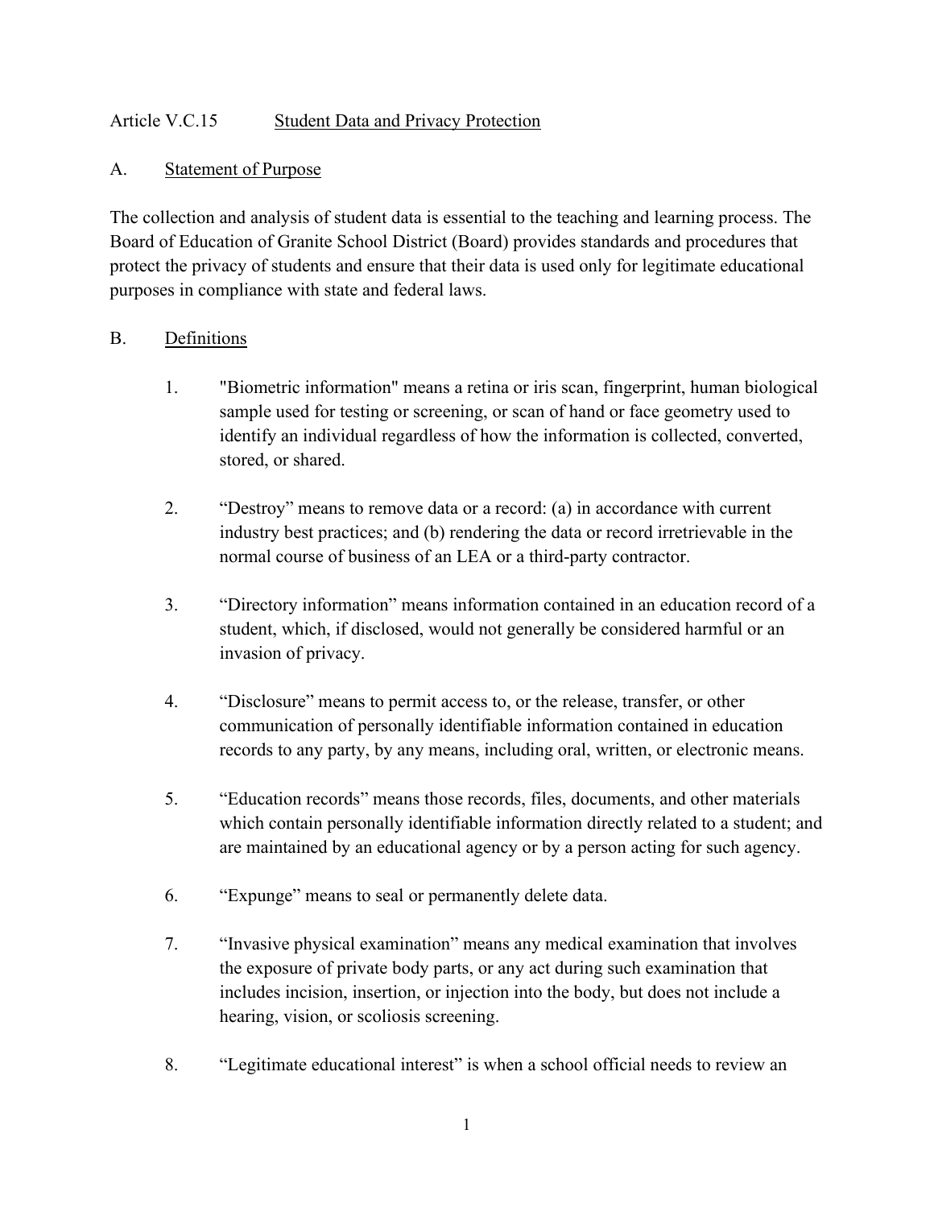## Article V.C.15 Student Data and Privacy Protection

### A. Statement of Purpose

The collection and analysis of student data is essential to the teaching and learning process. The Board of Education of Granite School District (Board) provides standards and procedures that protect the privacy of students and ensure that their data is used only for legitimate educational purposes in compliance with state and federal laws.

### B. Definitions

1. "Biometric information" means a retina or iris scan, fingerprint, human biological sample used for testing or screening, or scan of hand or face geometry used to identify an individual regardless of how the information is collected, converted, stored, or shared.

2. "Destroy" means to remove data or a record: (a) in accordance with current industry best practices; and (b) rendering the data or record irretrievable in the normal course of business of an LEA or a third-party contractor.

3. "Directory information" means information contained in an education record of a student, which, if disclosed, would not generally be considered harmful or an invasion of privacy.

4. "Disclosure" means to permit access to, or the release, transfer, or other communication of personally identifiable information contained in education records to any party, by any means, including oral, written, or electronic means.

5. "Education records" means those records, files, documents, and other materials which contain personally identifiable information directly related to a student; and are maintained by an educational agency or by a person acting for such agency.

6. "Expunge" means to seal or permanently delete data.

7. "Invasive physical examination" means any medical examination that involves the exposure of private body parts, or any act during such examination that includes incision, insertion, or injection into the body, but does not include a hearing, vision, or scoliosis screening.

8. "Legitimate educational interest" is when a school official needs to review an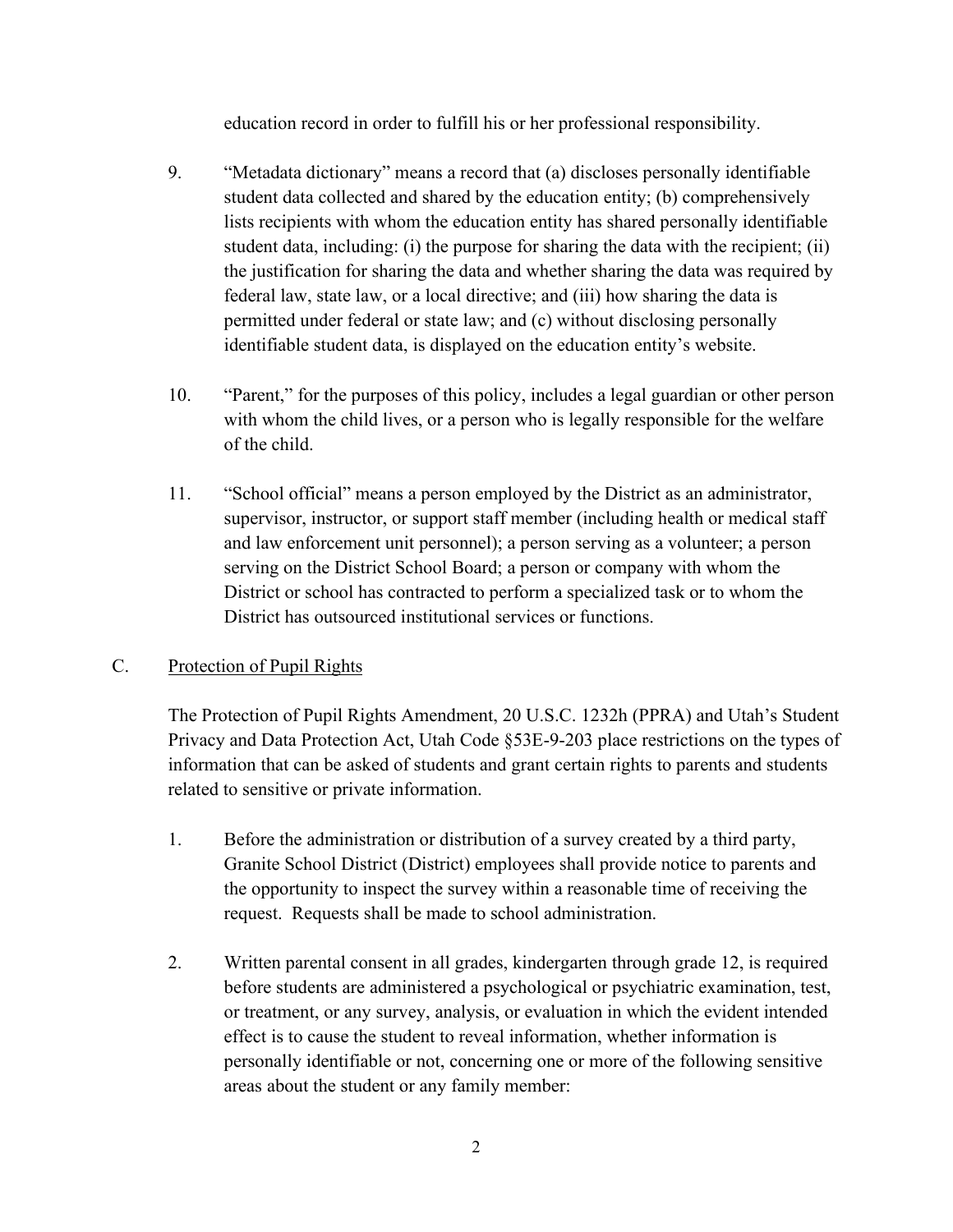education record in order to fulfill his or her professional responsibility.

9. "Metadata dictionary" means a record that (a) discloses personally identifiable student data collected and shared by the education entity; (b) comprehensively lists recipients with whom the education entity has shared personally identifiable student data, including: (i) the purpose for sharing the data with the recipient; (ii) the justification for sharing the data and whether sharing the data was required by federal law, state law, or a local directive; and (iii) how sharing the data is permitted under federal or state law; and (c) without disclosing personally identifiable student data, is displayed on the education entity's website.

10. "Parent," for the purposes of this policy, includes a legal guardian or other person with whom the child lives, or a person who is legally responsible for the welfare of the child.

11. "School official" means a person employed by the District as an administrator, supervisor, instructor, or support staff member (including health or medical staff and law enforcement unit personnel); a person serving as a volunteer; a person serving on the District School Board; a person or company with whom the District or school has contracted to perform a specialized task or to whom the District has outsourced institutional services or functions.

C. <u>Protection of Pupil Rights</u>

The Protection of Pupil Rights Amendment, 20 U.S.C. 1232h (PPRA) and Utah's Student Privacy and Data Protection Act, Utah Code §53E-9-203 place restrictions on the types of information that can be asked of students and grant certain rights to parents and students related to sensitive or private information.

1. Before the administration or distribution of a survey created by a third party, Granite School District (District) employees shall provide notice to parents and the opportunity to inspect the survey within a reasonable time of receiving the request. Requests shall be made to school administration.

2. Written parental consent in all grades, kindergarten through grade 12, is required before students are administered a psychological or psychiatric examination, test, or treatment, or any survey, analysis, or evaluation in which the evident intended effect is to cause the student to reveal information, whether information is personally identifiable or not, concerning one or more of the following sensitive areas about the student or any family member: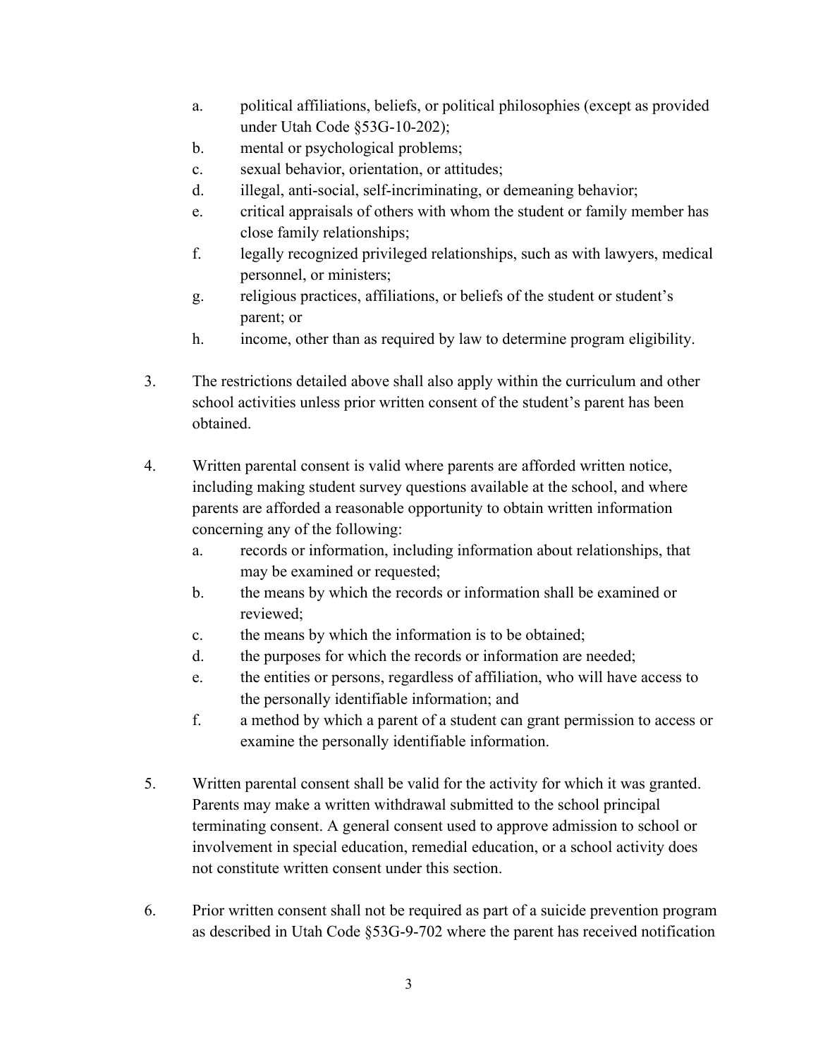a. political affiliations, beliefs, or political philosophies (except as provided under Utah Code §53G-10-202);
b. mental or psychological problems;
c. sexual behavior, orientation, or attitudes;
d. illegal, anti-social, self-incriminating, or demeaning behavior;
e. critical appraisals of others with whom the student or family member has close family relationships;
f. legally recognized privileged relationships, such as with lawyers, medical personnel, or ministers;
g. religious practices, affiliations, or beliefs of the student or student's parent; or
h. income, other than as required by law to determine program eligibility.

3. The restrictions detailed above shall also apply within the curriculum and other school activities unless prior written consent of the student's parent has been obtained.

4. Written parental consent is valid where parents are afforded written notice, including making student survey questions available at the school, and where parents are afforded a reasonable opportunity to obtain written information concerning any of the following:
   a. records or information, including information about relationships, that may be examined or requested;
   b. the means by which the records or information shall be examined or reviewed;
   c. the means by which the information is to be obtained;
   d. the purposes for which the records or information are needed;
   e. the entities or persons, regardless of affiliation, who will have access to the personally identifiable information; and
   f. a method by which a parent of a student can grant permission to access or examine the personally identifiable information.

5. Written parental consent shall be valid for the activity for which it was granted. Parents may make a written withdrawal submitted to the school principal terminating consent. A general consent used to approve admission to school or involvement in special education, remedial education, or a school activity does not constitute written consent under this section.

6. Prior written consent shall not be required as part of a suicide prevention program as described in Utah Code §53G-9-702 where the parent has received notification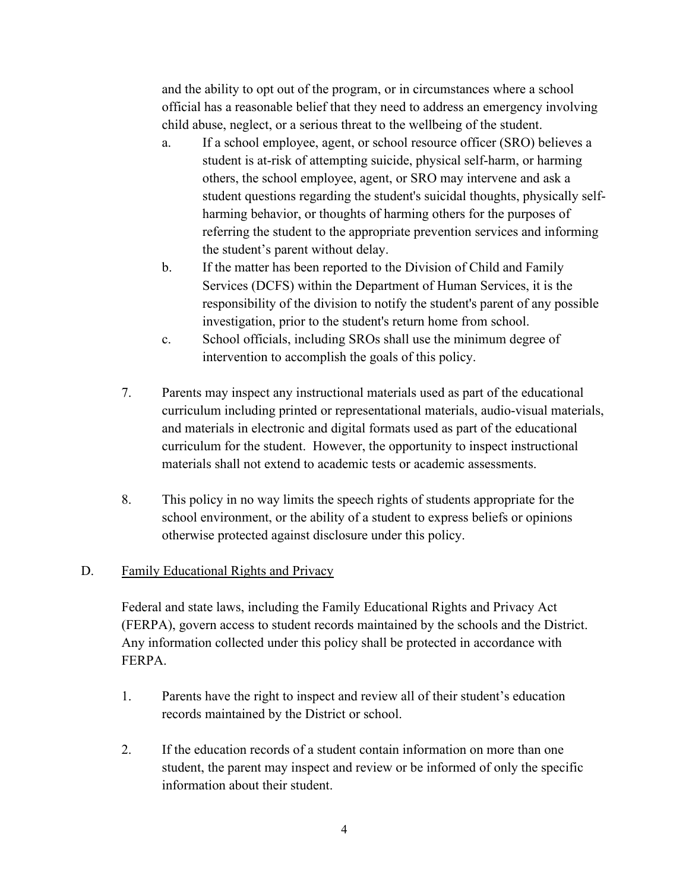and the ability to opt out of the program, or in circumstances where a school official has a reasonable belief that they need to address an emergency involving child abuse, neglect, or a serious threat to the wellbeing of the student.

a. If a school employee, agent, or school resource officer (SRO) believes a student is at-risk of attempting suicide, physical self-harm, or harming others, the school employee, agent, or SRO may intervene and ask a student questions regarding the student's suicidal thoughts, physically self-harming behavior, or thoughts of harming others for the purposes of referring the student to the appropriate prevention services and informing the student's parent without delay.

b. If the matter has been reported to the Division of Child and Family Services (DCFS) within the Department of Human Services, it is the responsibility of the division to notify the student's parent of any possible investigation, prior to the student's return home from school.

c. School officials, including SROs shall use the minimum degree of intervention to accomplish the goals of this policy.

7. Parents may inspect any instructional materials used as part of the educational curriculum including printed or representational materials, audio-visual materials, and materials in electronic and digital formats used as part of the educational curriculum for the student. However, the opportunity to inspect instructional materials shall not extend to academic tests or academic assessments.

8. This policy in no way limits the speech rights of students appropriate for the school environment, or the ability of a student to express beliefs or opinions otherwise protected against disclosure under this policy.

D. Family Educational Rights and Privacy

Federal and state laws, including the Family Educational Rights and Privacy Act (FERPA), govern access to student records maintained by the schools and the District. Any information collected under this policy shall be protected in accordance with FERPA.

1. Parents have the right to inspect and review all of their student's education records maintained by the District or school.

2. If the education records of a student contain information on more than one student, the parent may inspect and review or be informed of only the specific information about their student.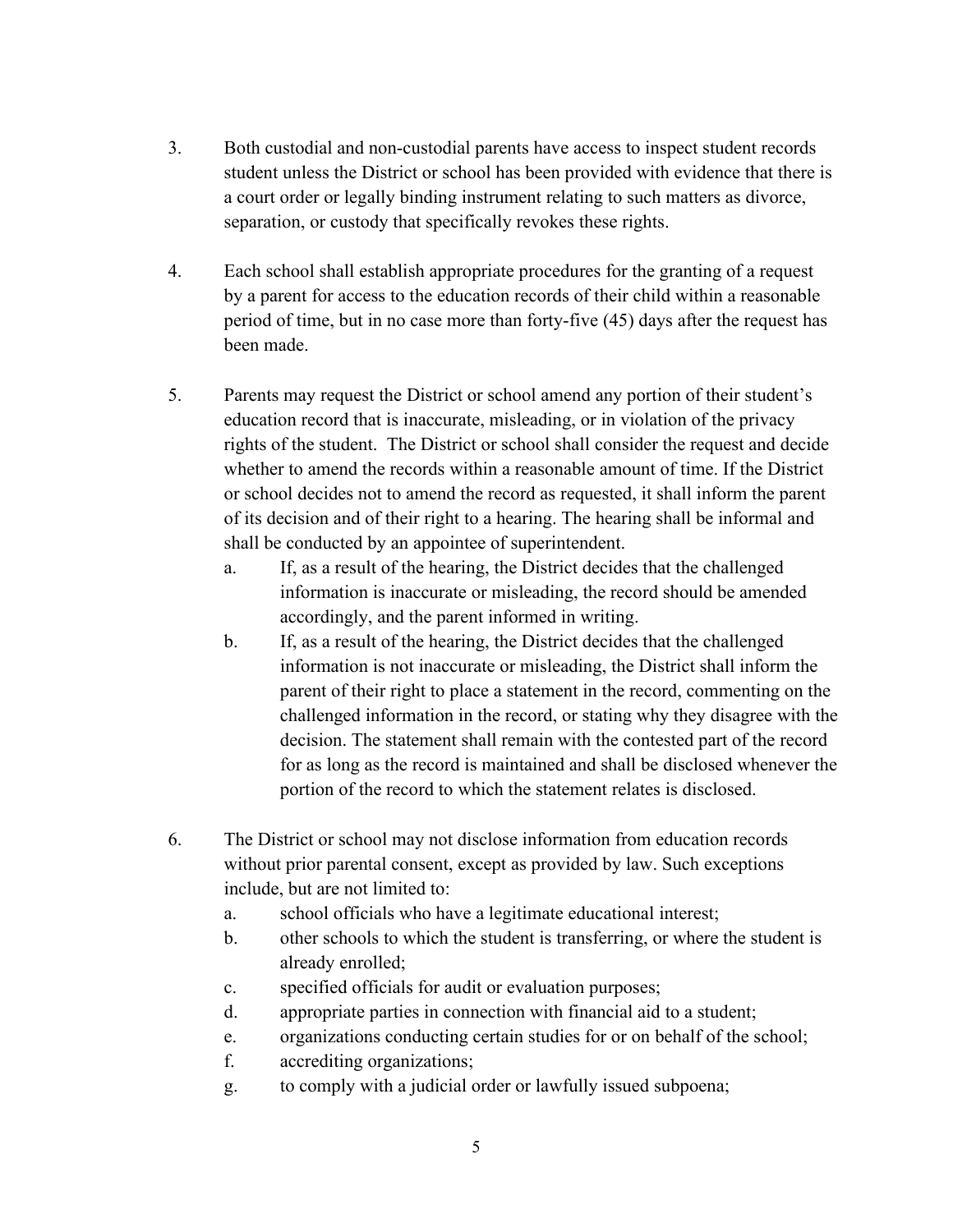3. Both custodial and non-custodial parents have access to inspect student records student unless the District or school has been provided with evidence that there is a court order or legally binding instrument relating to such matters as divorce, separation, or custody that specifically revokes these rights.

4. Each school shall establish appropriate procedures for the granting of a request by a parent for access to the education records of their child within a reasonable period of time, but in no case more than forty-five (45) days after the request has been made.

5. Parents may request the District or school amend any portion of their student's education record that is inaccurate, misleading, or in violation of the privacy rights of the student. The District or school shall consider the request and decide whether to amend the records within a reasonable amount of time. If the District or school decides not to amend the record as requested, it shall inform the parent of its decision and of their right to a hearing. The hearing shall be informal and shall be conducted by an appointee of superintendent.
   a. If, as a result of the hearing, the District decides that the challenged information is inaccurate or misleading, the record should be amended accordingly, and the parent informed in writing.
   b. If, as a result of the hearing, the District decides that the challenged information is not inaccurate or misleading, the District shall inform the parent of their right to place a statement in the record, commenting on the challenged information in the record, or stating why they disagree with the decision. The statement shall remain with the contested part of the record for as long as the record is maintained and shall be disclosed whenever the portion of the record to which the statement relates is disclosed.

6. The District or school may not disclose information from education records without prior parental consent, except as provided by law. Such exceptions include, but are not limited to:
   a. school officials who have a legitimate educational interest;
   b. other schools to which the student is transferring, or where the student is already enrolled;
   c. specified officials for audit or evaluation purposes;
   d. appropriate parties in connection with financial aid to a student;
   e. organizations conducting certain studies for or on behalf of the school;
   f. accrediting organizations;
   g. to comply with a judicial order or lawfully issued subpoena;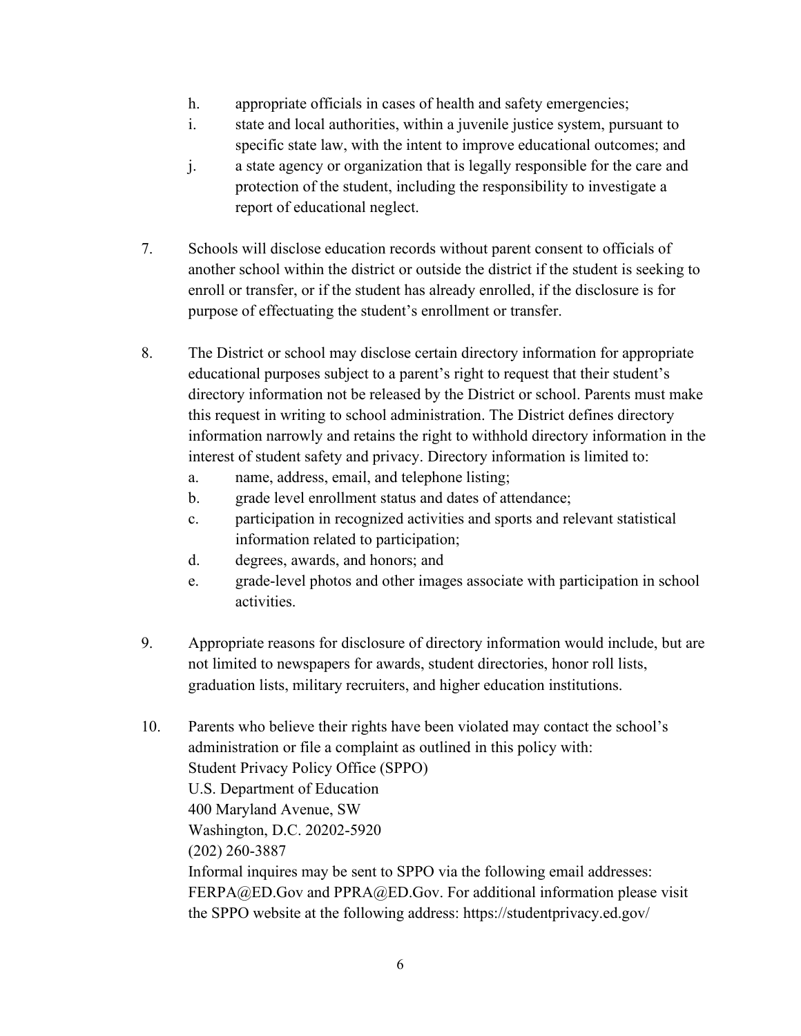h. appropriate officials in cases of health and safety emergencies;
i. state and local authorities, within a juvenile justice system, pursuant to specific state law, with the intent to improve educational outcomes; and
j. a state agency or organization that is legally responsible for the care and protection of the student, including the responsibility to investigate a report of educational neglect.

7. Schools will disclose education records without parent consent to officials of another school within the district or outside the district if the student is seeking to enroll or transfer, or if the student has already enrolled, if the disclosure is for purpose of effectuating the student's enrollment or transfer.

8. The District or school may disclose certain directory information for appropriate educational purposes subject to a parent's right to request that their student's directory information not be released by the District or school. Parents must make this request in writing to school administration. The District defines directory information narrowly and retains the right to withhold directory information in the interest of student safety and privacy. Directory information is limited to:
   a. name, address, email, and telephone listing;
   b. grade level enrollment status and dates of attendance;
   c. participation in recognized activities and sports and relevant statistical information related to participation;
   d. degrees, awards, and honors; and
   e. grade-level photos and other images associate with participation in school activities.

9. Appropriate reasons for disclosure of directory information would include, but are not limited to newspapers for awards, student directories, honor roll lists, graduation lists, military recruiters, and higher education institutions.

10. Parents who believe their rights have been violated may contact the school's administration or file a complaint as outlined in this policy with:
    Student Privacy Policy Office (SPPO)
    U.S. Department of Education
    400 Maryland Avenue, SW
    Washington, D.C. 20202-5920
    (202) 260-3887
    Informal inquires may be sent to SPPO via the following email addresses: FERPA@ED.Gov and PPRA@ED.Gov. For additional information please visit the SPPO website at the following address: https://studentprivacy.ed.gov/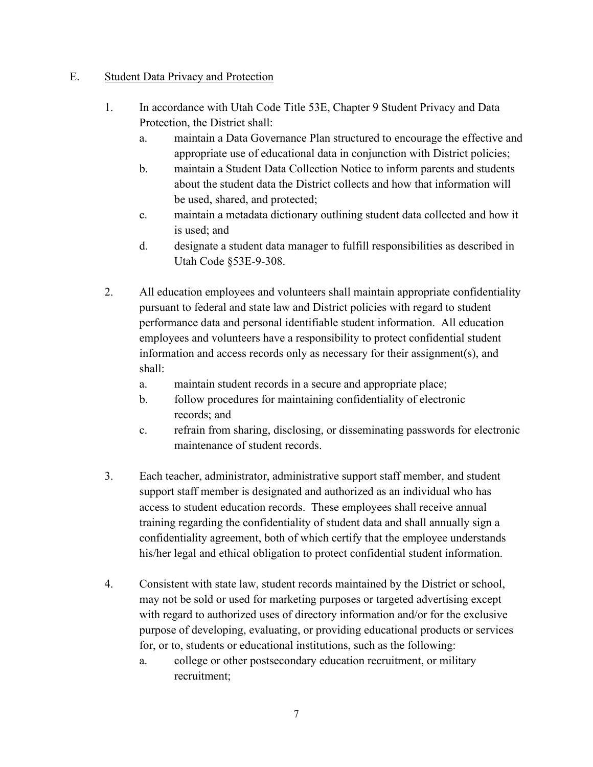E. Student Data Privacy and Protection

1. In accordance with Utah Code Title 53E, Chapter 9 Student Privacy and Data Protection, the District shall:
   a. maintain a Data Governance Plan structured to encourage the effective and appropriate use of educational data in conjunction with District policies;
   b. maintain a Student Data Collection Notice to inform parents and students about the student data the District collects and how that information will be used, shared, and protected;
   c. maintain a metadata dictionary outlining student data collected and how it is used; and
   d. designate a student data manager to fulfill responsibilities as described in Utah Code §53E-9-308.

2. All education employees and volunteers shall maintain appropriate confidentiality pursuant to federal and state law and District policies with regard to student performance data and personal identifiable student information. All education employees and volunteers have a responsibility to protect confidential student information and access records only as necessary for their assignment(s), and shall:
   a. maintain student records in a secure and appropriate place;
   b. follow procedures for maintaining confidentiality of electronic records; and
   c. refrain from sharing, disclosing, or disseminating passwords for electronic maintenance of student records.

3. Each teacher, administrator, administrative support staff member, and student support staff member is designated and authorized as an individual who has access to student education records. These employees shall receive annual training regarding the confidentiality of student data and shall annually sign a confidentiality agreement, both of which certify that the employee understands his/her legal and ethical obligation to protect confidential student information.

4. Consistent with state law, student records maintained by the District or school, may not be sold or used for marketing purposes or targeted advertising except with regard to authorized uses of directory information and/or for the exclusive purpose of developing, evaluating, or providing educational products or services for, or to, students or educational institutions, such as the following:
   a. college or other postsecondary education recruitment, or military recruitment;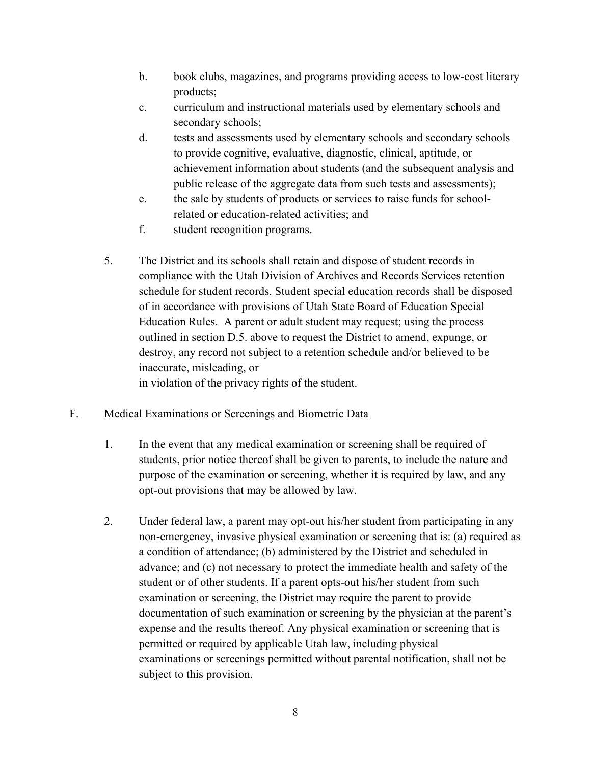b. book clubs, magazines, and programs providing access to low-cost literary products;

c. curriculum and instructional materials used by elementary schools and secondary schools;

d. tests and assessments used by elementary schools and secondary schools to provide cognitive, evaluative, diagnostic, clinical, aptitude, or achievement information about students (and the subsequent analysis and public release of the aggregate data from such tests and assessments);

e. the sale by students of products or services to raise funds for school-related or education-related activities; and

f. student recognition programs.

5. The District and its schools shall retain and dispose of student records in compliance with the Utah Division of Archives and Records Services retention schedule for student records. Student special education records shall be disposed of in accordance with provisions of Utah State Board of Education Special Education Rules. A parent or adult student may request; using the process outlined in section D.5. above to request the District to amend, expunge, or destroy, any record not subject to a retention schedule and/or believed to be inaccurate, misleading, or in violation of the privacy rights of the student.

F. <u>Medical Examinations or Screenings and Biometric Data</u>

1. In the event that any medical examination or screening shall be required of students, prior notice thereof shall be given to parents, to include the nature and purpose of the examination or screening, whether it is required by law, and any opt-out provisions that may be allowed by law.

2. Under federal law, a parent may opt-out his/her student from participating in any non-emergency, invasive physical examination or screening that is: (a) required as a condition of attendance; (b) administered by the District and scheduled in advance; and (c) not necessary to protect the immediate health and safety of the student or of other students. If a parent opts-out his/her student from such examination or screening, the District may require the parent to provide documentation of such examination or screening by the physician at the parent's expense and the results thereof. Any physical examination or screening that is permitted or required by applicable Utah law, including physical examinations or screenings permitted without parental notification, shall not be subject to this provision.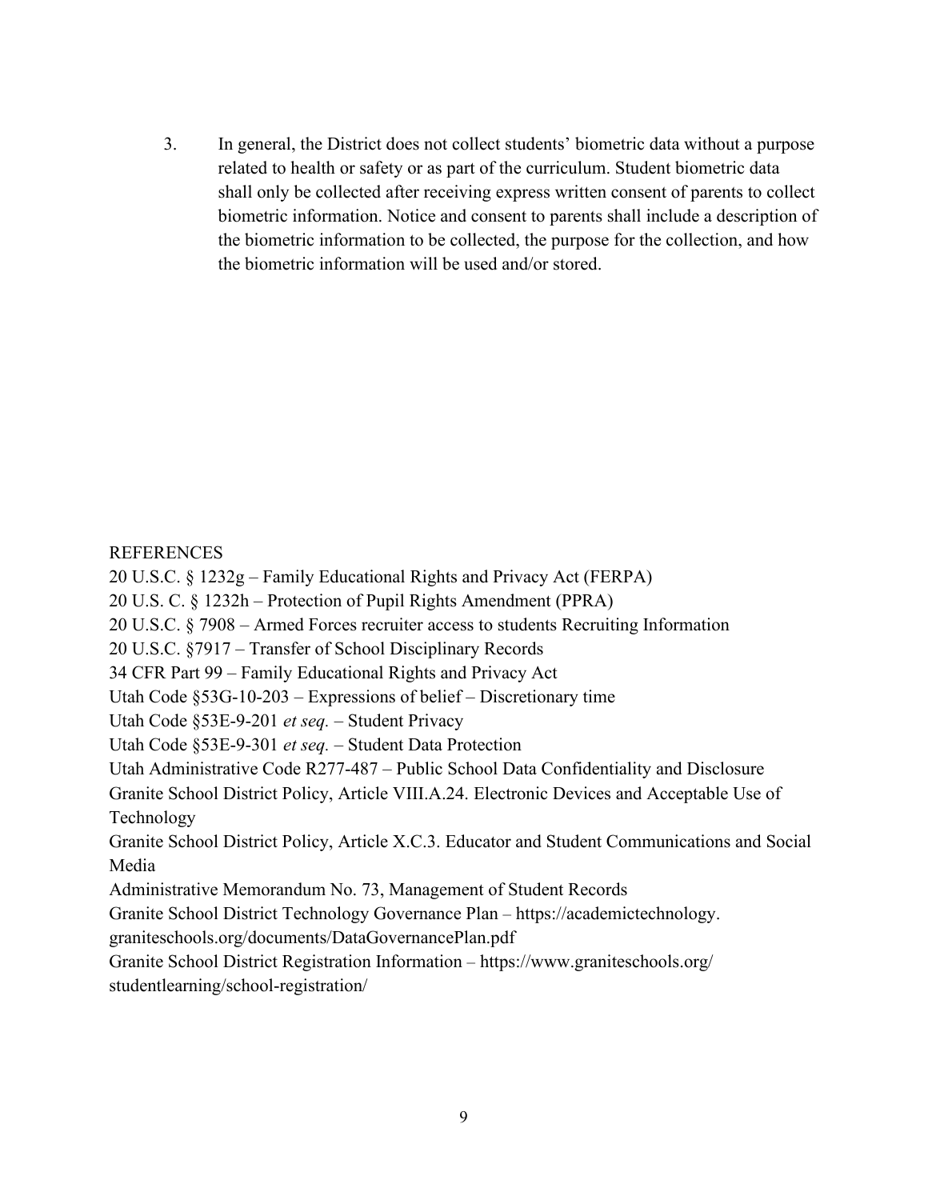3. In general, the District does not collect students' biometric data without a purpose related to health or safety or as part of the curriculum. Student biometric data shall only be collected after receiving express written consent of parents to collect biometric information. Notice and consent to parents shall include a description of the biometric information to be collected, the purpose for the collection, and how the biometric information will be used and/or stored.

REFERENCES

20 U.S.C. § 1232g – Family Educational Rights and Privacy Act (FERPA)

20 U.S. C. § 1232h – Protection of Pupil Rights Amendment (PPRA)

20 U.S.C. § 7908 – Armed Forces recruiter access to students Recruiting Information

20 U.S.C. §7917 – Transfer of School Disciplinary Records

34 CFR Part 99 – Family Educational Rights and Privacy Act

Utah Code §53G-10-203 – Expressions of belief – Discretionary time

Utah Code §53E-9-201 *et seq.* – Student Privacy

Utah Code §53E-9-301 *et seq.* – Student Data Protection

Utah Administrative Code R277-487 – Public School Data Confidentiality and Disclosure

Granite School District Policy, Article VIII.A.24. Electronic Devices and Acceptable Use of Technology

Granite School District Policy, Article X.C.3. Educator and Student Communications and Social Media

Administrative Memorandum No. 73, Management of Student Records

Granite School District Technology Governance Plan – https://academictechnology.graniteschools.org/documents/DataGovernancePlan.pdf

Granite School District Registration Information – https://www.graniteschools.org/studentlearning/school-registration/